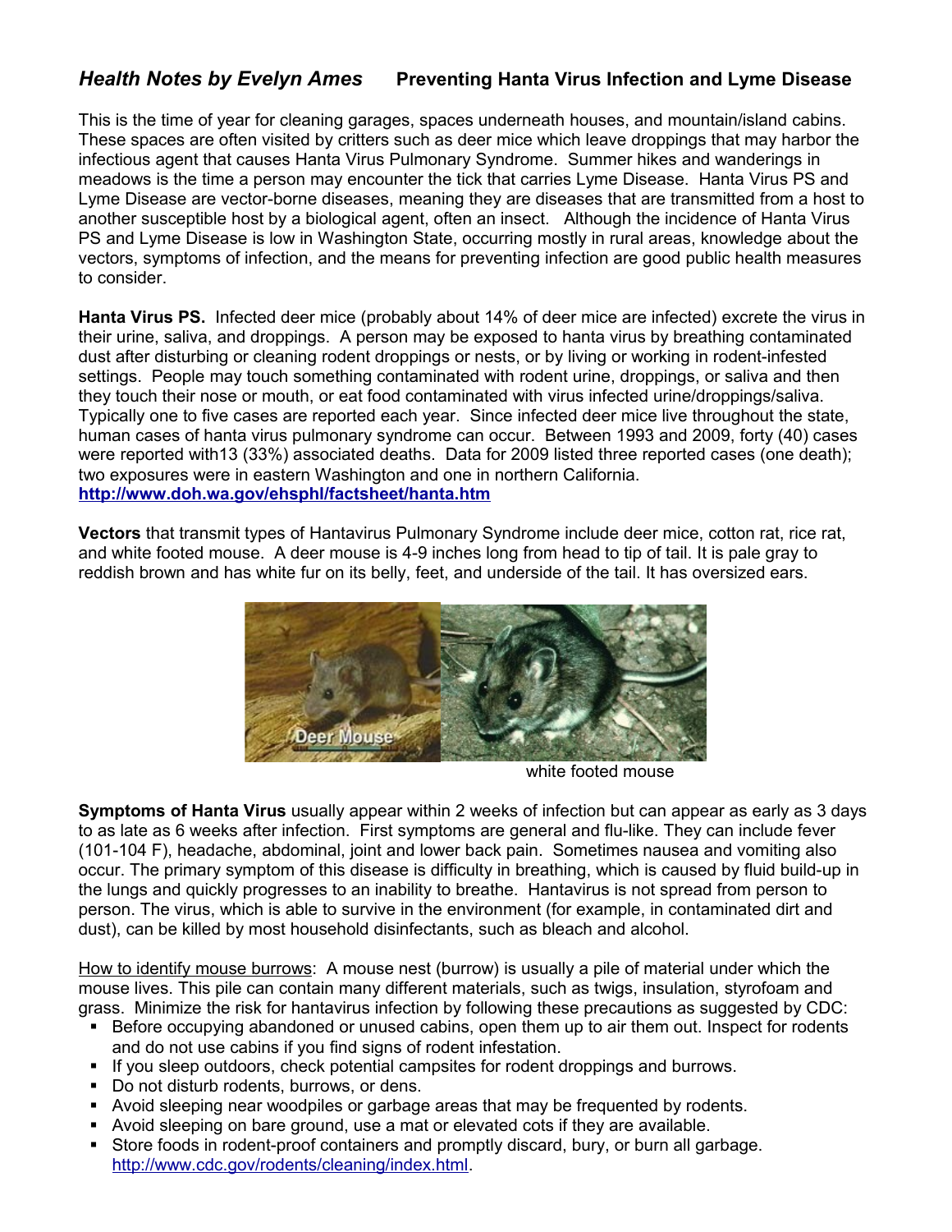## *Health Notes by Evelyn Ames* **Preventing Hanta Virus Infection and Lyme Disease**

This is the time of year for cleaning garages, spaces underneath houses, and mountain/island cabins. These spaces are often visited by critters such as deer mice which leave droppings that may harbor the infectious agent that causes Hanta Virus Pulmonary Syndrome. Summer hikes and wanderings in meadows is the time a person may encounter the tick that carries Lyme Disease. Hanta Virus PS and Lyme Disease are vector-borne diseases, meaning they are diseases that are transmitted from a host to another susceptible host by a biological agent, often an insect. Although the incidence of Hanta Virus PS and Lyme Disease is low in Washington State, occurring mostly in rural areas, knowledge about the vectors, symptoms of infection, and the means for preventing infection are good public health measures to consider.

**Hanta Virus PS.** Infected deer mice (probably about 14% of deer mice are infected) excrete the virus in their urine, saliva, and droppings. A person may be exposed to hanta virus by breathing contaminated dust after disturbing or cleaning rodent droppings or nests, or by living or working in rodent-infested settings. People may touch something contaminated with rodent urine, droppings, or saliva and then they touch their nose or mouth, or eat food contaminated with virus infected urine/droppings/saliva. Typically one to five cases are reported each year. Since infected deer mice live throughout the state, human cases of hanta virus pulmonary syndrome can occur. Between 1993 and 2009, forty (40) cases were reported with13 (33%) associated deaths. Data for 2009 listed three reported cases (one death); two exposures were in eastern Washington and one in northern California.
**http://www.doh.wa.gov/ehsphl/factsheet/hanta.htm**

**Vectors** that transmit types of Hantavirus Pulmonary Syndrome include deer mice, cotton rat, rice rat, and white footed mouse. A deer mouse is 4-9 inches long from head to tip of tail. It is pale gray to reddish brown and has white fur on its belly, feet, and underside of the tail. It has oversized ears.

Deer Mouse

white footed mouse

**Symptoms of Hanta Virus** usually appear within 2 weeks of infection but can appear as early as 3 days to as late as 6 weeks after infection. First symptoms are general and flu-like. They can include fever (101-104 F), headache, abdominal, joint and lower back pain. Sometimes nausea and vomiting also occur. The primary symptom of this disease is difficulty in breathing, which is caused by fluid build-up in the lungs and quickly progresses to an inability to breathe. Hantavirus is not spread from person to person. The virus, which is able to survive in the environment (for example, in contaminated dirt and dust), can be killed by most household disinfectants, such as bleach and alcohol.

<u>How to identify mouse burrows</u>: A mouse nest (burrow) is usually a pile of material under which the mouse lives. This pile can contain many different materials, such as twigs, insulation, styrofoam and grass. Minimize the risk for hantavirus infection by following these precautions as suggested by CDC:

- Before occupying abandoned or unused cabins, open them up to air them out. Inspect for rodents and do not use cabins if you find signs of rodent infestation.
- If you sleep outdoors, check potential campsites for rodent droppings and burrows.
- Do not disturb rodents, burrows, or dens.
- Avoid sleeping near woodpiles or garbage areas that may be frequented by rodents.
- Avoid sleeping on bare ground, use a mat or elevated cots if they are available.
- Store foods in rodent-proof containers and promptly discard, bury, or burn all garbage. http://www.cdc.gov/rodents/cleaning/index.html.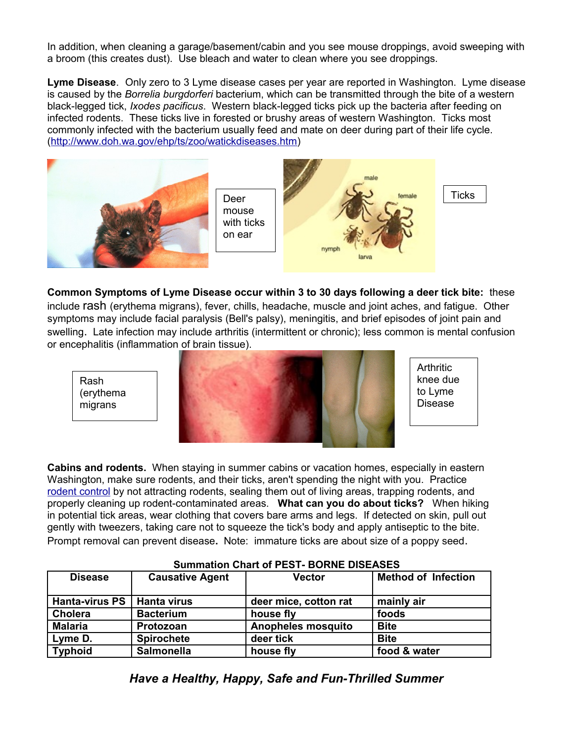In addition, when cleaning a garage/basement/cabin and you see mouse droppings, avoid sweeping with a broom (this creates dust). Use bleach and water to clean where you see droppings.

**Lyme Disease**. Only zero to 3 Lyme disease cases per year are reported in Washington. Lyme disease is caused by the *Borrelia burgdorferi* bacterium, which can be transmitted through the bite of a western black-legged tick, *Ixodes pacificus*. Western black-legged ticks pick up the bacteria after feeding on infected rodents. These ticks live in forested or brushy areas of western Washington. Ticks most commonly infected with the bacterium usually feed and mate on deer during part of their life cycle. (http://www.doh.wa.gov/ehp/ts/zoo/watickdiseases.htm)

Deer mouse with ticks on ear

Ticks

**Common Symptoms of Lyme Disease occur within 3 to 30 days following a deer tick bite:** these include rash (erythema migrans), fever, chills, headache, muscle and joint aches, and fatigue. Other symptoms may include facial paralysis (Bell's palsy), meningitis, and brief episodes of joint pain and swelling. Late infection may include arthritis (intermittent or chronic); less common is mental confusion or encephalitis (inflammation of brain tissue).

Rash (erythema migrans

Arthritic knee due to Lyme Disease

**Cabins and rodents.** When staying in summer cabins or vacation homes, especially in eastern Washington, make sure rodents, and their ticks, aren't spending the night with you. Practice rodent control by not attracting rodents, sealing them out of living areas, trapping rodents, and properly cleaning up rodent-contaminated areas. **What can you do about ticks?** When hiking in potential tick areas, wear clothing that covers bare arms and legs. If detected on skin, pull out gently with tweezers, taking care not to squeeze the tick's body and apply antiseptic to the bite. Prompt removal can prevent disease. Note: immature ticks are about size of a poppy seed.

**Summation Chart of PEST- BORNE DISEASES**

| Disease | Causative Agent | Vector | Method of Infection |
|---|---|---|---|
| **Hanta-virus PS** | **Hanta virus** | **deer mice, cotton rat** | **mainly air** |
| **Cholera** | **Bacterium** | **house fly** | **foods** |
| **Malaria** | **Protozoan** | **Anopheles mosquito** | **Bite** |
| **Lyme D.** | **Spirochete** | **deer tick** | **Bite** |
| **Typhoid** | **Salmonella** | **house fly** | **food & water** |

***Have a Healthy, Happy, Safe and Fun-Thrilled Summer***